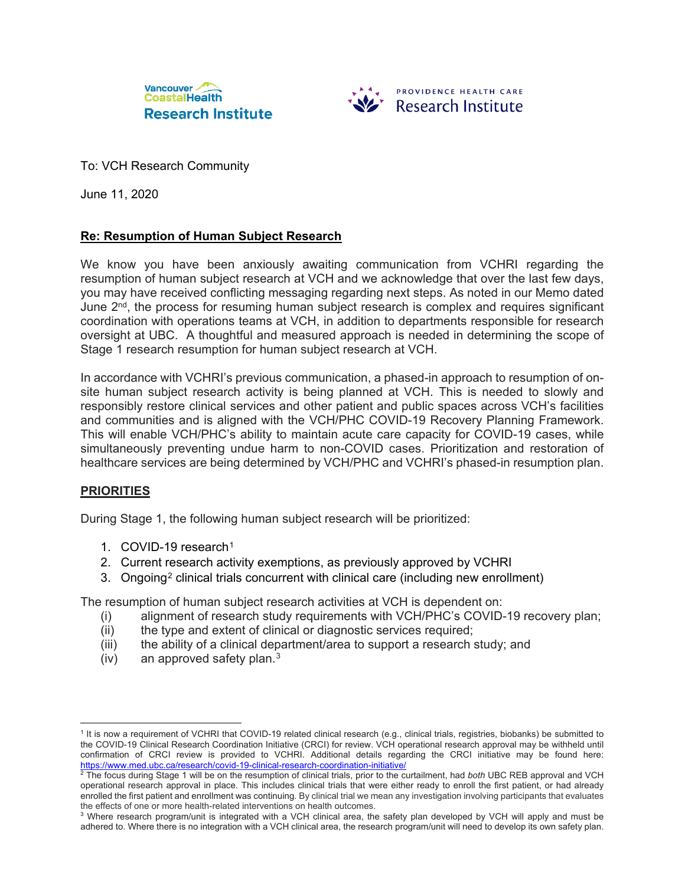Vancouver Coastal Health Research Institute

PROVIDENCE HEALTH CARE Research Institute

To: VCH Research Community

June 11, 2020

**Re: Resumption of Human Subject Research**

We know you have been anxiously awaiting communication from VCHRI regarding the resumption of human subject research at VCH and we acknowledge that over the last few days, you may have received conflicting messaging regarding next steps. As noted in our Memo dated June 2nd, the process for resuming human subject research is complex and requires significant coordination with operations teams at VCH, in addition to departments responsible for research oversight at UBC. A thoughtful and measured approach is needed in determining the scope of Stage 1 research resumption for human subject research at VCH.

In accordance with VCHRI's previous communication, a phased-in approach to resumption of on-site human subject research activity is being planned at VCH. This is needed to slowly and responsibly restore clinical services and other patient and public spaces across VCH's facilities and communities and is aligned with the VCH/PHC COVID-19 Recovery Planning Framework. This will enable VCH/PHC's ability to maintain acute care capacity for COVID-19 cases, while simultaneously preventing undue harm to non-COVID cases. Prioritization and restoration of healthcare services are being determined by VCH/PHC and VCHRI's phased-in resumption plan.

**PRIORITIES**

During Stage 1, the following human subject research will be prioritized:

1. COVID-19 research[1]
2. Current research activity exemptions, as previously approved by VCHRI
3. Ongoing[2] clinical trials concurrent with clinical care (including new enrollment)

The resumption of human subject research activities at VCH is dependent on:

(i) alignment of research study requirements with VCH/PHC's COVID-19 recovery plan;
(ii) the type and extent of clinical or diagnostic services required;
(iii) the ability of a clinical department/area to support a research study; and
(iv) an approved safety plan.[3]

[1] It is now a requirement of VCHRI that COVID-19 related clinical research (e.g., clinical trials, registries, biobanks) be submitted to the COVID-19 Clinical Research Coordination Initiative (CRCI) for review. VCH operational research approval may be withheld until confirmation of CRCI review is provided to VCHRI. Additional details regarding the CRCI initiative may be found here: https://www.med.ubc.ca/research/covid-19-clinical-research-coordination-initiative/

[2] The focus during Stage 1 will be on the resumption of clinical trials, prior to the curtailment, had *both* UBC REB approval and VCH operational research approval in place. This includes clinical trials that were either ready to enroll the first patient, or had already enrolled the first patient and enrollment was continuing. By clinical trial we mean any investigation involving participants that evaluates the effects of one or more health-related interventions on health outcomes.

[3] Where research program/unit is integrated with a VCH clinical area, the safety plan developed by VCH will apply and must be adhered to. Where there is no integration with a VCH clinical area, the research program/unit will need to develop its own safety plan.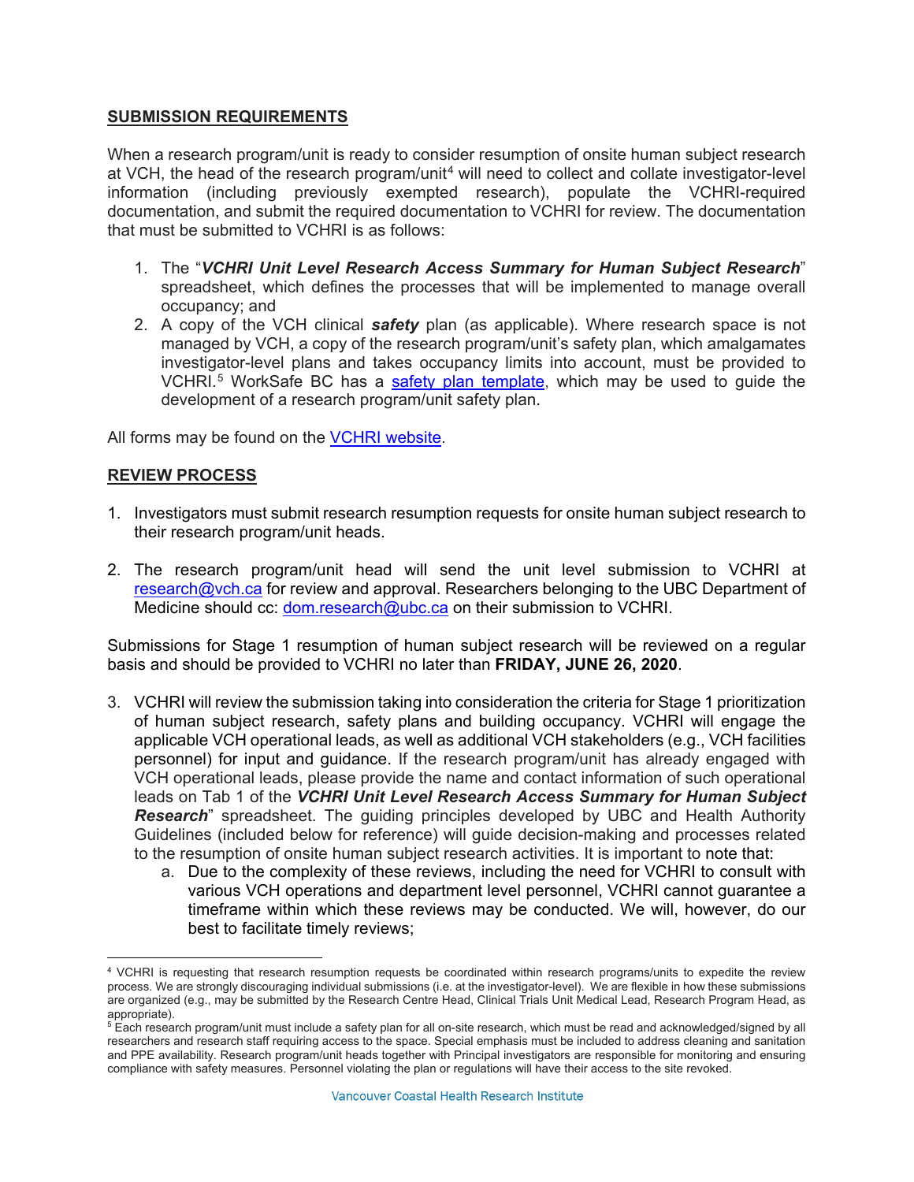## SUBMISSION REQUIREMENTS

When a research program/unit is ready to consider resumption of onsite human subject research at VCH, the head of the research program/unit[4] will need to collect and collate investigator-level information (including previously exempted research), populate the VCHRI-required documentation, and submit the required documentation to VCHRI for review. The documentation that must be submitted to VCHRI is as follows:

1. The "***VCHRI Unit Level Research Access Summary for Human Subject Research***" spreadsheet, which defines the processes that will be implemented to manage overall occupancy; and
2. A copy of the VCH clinical ***safety*** plan (as applicable). Where research space is not managed by VCH, a copy of the research program/unit's safety plan, which amalgamates investigator-level plans and takes occupancy limits into account, must be provided to VCHRI.[5] WorkSafe BC has a safety plan template, which may be used to guide the development of a research program/unit safety plan.

All forms may be found on the VCHRI website.

## REVIEW PROCESS

1. Investigators must submit research resumption requests for onsite human subject research to their research program/unit heads.

2. The research program/unit head will send the unit level submission to VCHRI at research@vch.ca for review and approval. Researchers belonging to the UBC Department of Medicine should cc: dom.research@ubc.ca on their submission to VCHRI.

Submissions for Stage 1 resumption of human subject research will be reviewed on a regular basis and should be provided to VCHRI no later than **FRIDAY, JUNE 26, 2020**.

3. VCHRI will review the submission taking into consideration the criteria for Stage 1 prioritization of human subject research, safety plans and building occupancy. VCHRI will engage the applicable VCH operational leads, as well as additional VCH stakeholders (e.g., VCH facilities personnel) for input and guidance. If the research program/unit has already engaged with VCH operational leads, please provide the name and contact information of such operational leads on Tab 1 of the "***VCHRI Unit Level Research Access Summary for Human Subject Research***" spreadsheet. The guiding principles developed by UBC and Health Authority Guidelines (included below for reference) will guide decision-making and processes related to the resumption of onsite human subject research activities. It is important to note that:
   a. Due to the complexity of these reviews, including the need for VCHRI to consult with various VCH operations and department level personnel, VCHRI cannot guarantee a timeframe within which these reviews may be conducted. We will, however, do our best to facilitate timely reviews;

---

[4] VCHRI is requesting that research resumption requests be coordinated within research programs/units to expedite the review process. We are strongly discouraging individual submissions (i.e. at the investigator-level). We are flexible in how these submissions are organized (e.g., may be submitted by the Research Centre Head, Clinical Trials Unit Medical Lead, Research Program Head, as appropriate).

[5] Each research program/unit must include a safety plan for all on-site research, which must be read and acknowledged/signed by all researchers and research staff requiring access to the space. Special emphasis must be included to address cleaning and sanitation and PPE availability. Research program/unit heads together with Principal investigators are responsible for monitoring and ensuring compliance with safety measures. Personnel violating the plan or regulations will have their access to the site revoked.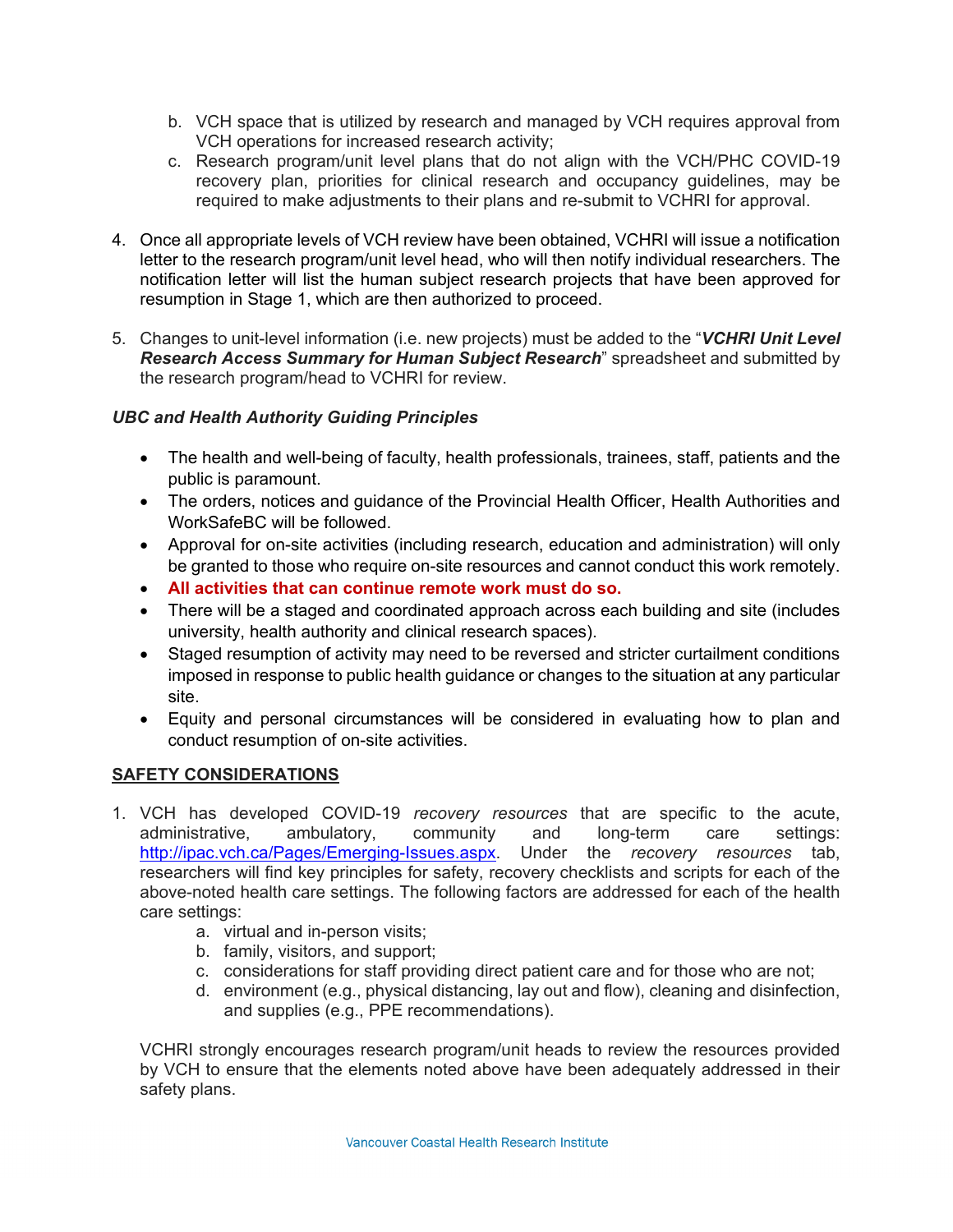b. VCH space that is utilized by research and managed by VCH requires approval from VCH operations for increased research activity;
   c. Research program/unit level plans that do not align with the VCH/PHC COVID-19 recovery plan, priorities for clinical research and occupancy guidelines, may be required to make adjustments to their plans and re-submit to VCHRI for approval.

4. Once all appropriate levels of VCH review have been obtained, VCHRI will issue a notification letter to the research program/unit level head, who will then notify individual researchers. The notification letter will list the human subject research projects that have been approved for resumption in Stage 1, which are then authorized to proceed.

5. Changes to unit-level information (i.e. new projects) must be added to the "***VCHRI Unit Level Research Access Summary for Human Subject Research***" spreadsheet and submitted by the research program/head to VCHRI for review.

***UBC and Health Authority Guiding Principles***

- The health and well-being of faculty, health professionals, trainees, staff, patients and the public is paramount.
- The orders, notices and guidance of the Provincial Health Officer, Health Authorities and WorkSafeBC will be followed.
- Approval for on-site activities (including research, education and administration) will only be granted to those who require on-site resources and cannot conduct this work remotely.
- **All activities that can continue remote work must do so.**
- There will be a staged and coordinated approach across each building and site (includes university, health authority and clinical research spaces).
- Staged resumption of activity may need to be reversed and stricter curtailment conditions imposed in response to public health guidance or changes to the situation at any particular site.
- Equity and personal circumstances will be considered in evaluating how to plan and conduct resumption of on-site activities.

**SAFETY CONSIDERATIONS**

1. VCH has developed COVID-19 *recovery resources* that are specific to the acute, administrative, ambulatory, community and long-term care settings: [http://ipac.vch.ca/Pages/Emerging-Issues.aspx](http://ipac.vch.ca/Pages/Emerging-Issues.aspx). Under the *recovery resources* tab, researchers will find key principles for safety, recovery checklists and scripts for each of the above-noted health care settings. The following factors are addressed for each of the health care settings:
   a. virtual and in-person visits;
   b. family, visitors, and support;
   c. considerations for staff providing direct patient care and for those who are not;
   d. environment (e.g., physical distancing, lay out and flow), cleaning and disinfection, and supplies (e.g., PPE recommendations).

   VCHRI strongly encourages research program/unit heads to review the resources provided by VCH to ensure that the elements noted above have been adequately addressed in their safety plans.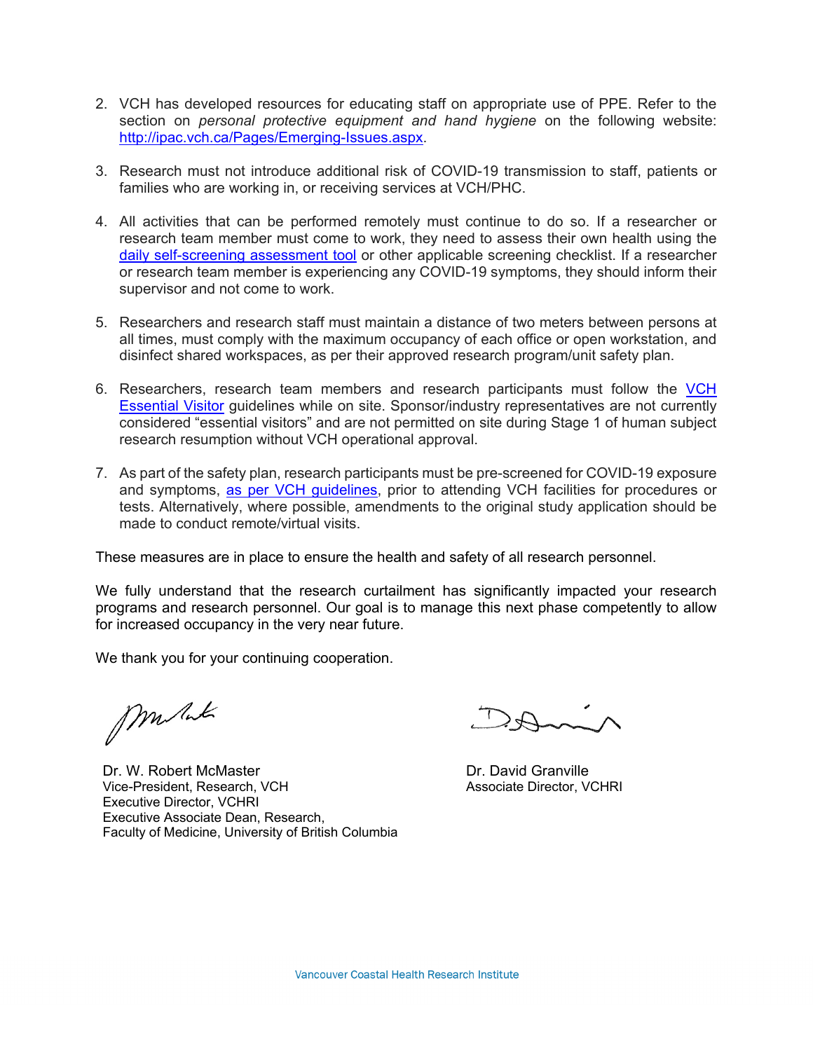2. VCH has developed resources for educating staff on appropriate use of PPE. Refer to the section on *personal protective equipment and hand hygiene* on the following website: [http://ipac.vch.ca/Pages/Emerging-Issues.aspx](http://ipac.vch.ca/Pages/Emerging-Issues.aspx).

3. Research must not introduce additional risk of COVID-19 transmission to staff, patients or families who are working in, or receiving services at VCH/PHC.

4. All activities that can be performed remotely must continue to do so. If a researcher or research team member must come to work, they need to assess their own health using the daily self-screening assessment tool or other applicable screening checklist. If a researcher or research team member is experiencing any COVID-19 symptoms, they should inform their supervisor and not come to work.

5. Researchers and research staff must maintain a distance of two meters between persons at all times, must comply with the maximum occupancy of each office or open workstation, and disinfect shared workspaces, as per their approved research program/unit safety plan.

6. Researchers, research team members and research participants must follow the VCH Essential Visitor guidelines while on site. Sponsor/industry representatives are not currently considered "essential visitors" and are not permitted on site during Stage 1 of human subject research resumption without VCH operational approval.

7. As part of the safety plan, research participants must be pre-screened for COVID-19 exposure and symptoms, as per VCH guidelines, prior to attending VCH facilities for procedures or tests. Alternatively, where possible, amendments to the original study application should be made to conduct remote/virtual visits.

These measures are in place to ensure the health and safety of all research personnel.

We fully understand that the research curtailment has significantly impacted your research programs and research personnel. Our goal is to manage this next phase competently to allow for increased occupancy in the very near future.

We thank you for your continuing cooperation.

Dr. W. Robert McMaster
Vice-President, Research, VCH
Executive Director, VCHRI
Executive Associate Dean, Research,
Faculty of Medicine, University of British Columbia

Dr. David Granville
Associate Director, VCHRI